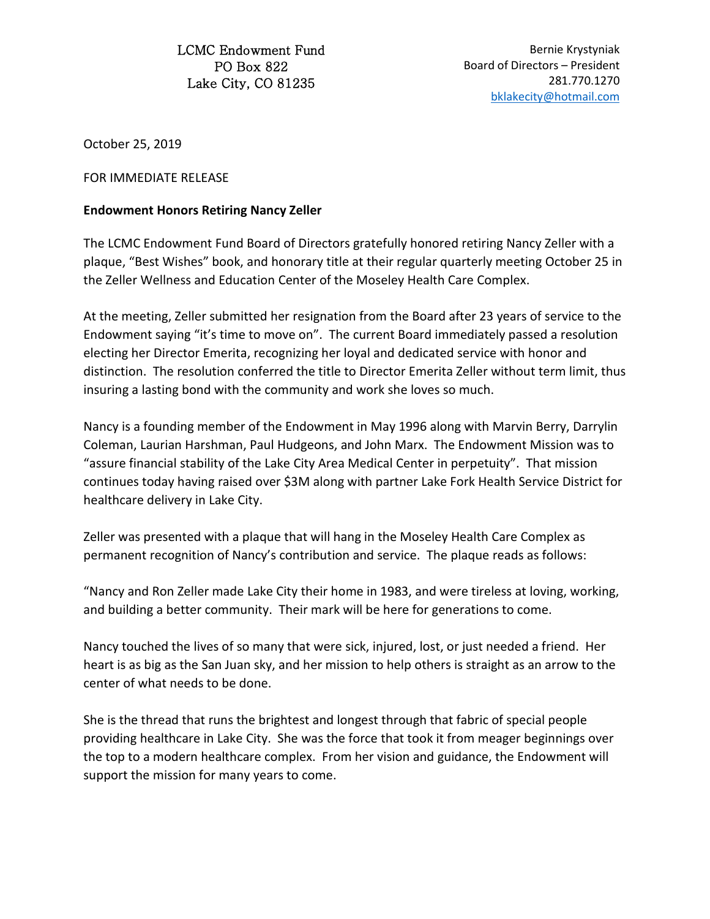LCMC Endowment Fund
PO Box 822
Lake City, CO 81235

Bernie Krystyniak
Board of Directors – President
281.770.1270
bklakecity@hotmail.com

October 25, 2019

FOR IMMEDIATE RELEASE

**Endowment Honors Retiring Nancy Zeller**

The LCMC Endowment Fund Board of Directors gratefully honored retiring Nancy Zeller with a plaque, "Best Wishes" book, and honorary title at their regular quarterly meeting October 25 in the Zeller Wellness and Education Center of the Moseley Health Care Complex.

At the meeting, Zeller submitted her resignation from the Board after 23 years of service to the Endowment saying "it's time to move on". The current Board immediately passed a resolution electing her Director Emerita, recognizing her loyal and dedicated service with honor and distinction. The resolution conferred the title to Director Emerita Zeller without term limit, thus insuring a lasting bond with the community and work she loves so much.

Nancy is a founding member of the Endowment in May 1996 along with Marvin Berry, Darrylin Coleman, Laurian Harshman, Paul Hudgeons, and John Marx. The Endowment Mission was to "assure financial stability of the Lake City Area Medical Center in perpetuity". That mission continues today having raised over $3M along with partner Lake Fork Health Service District for healthcare delivery in Lake City.

Zeller was presented with a plaque that will hang in the Moseley Health Care Complex as permanent recognition of Nancy's contribution and service. The plaque reads as follows:

"Nancy and Ron Zeller made Lake City their home in 1983, and were tireless at loving, working, and building a better community. Their mark will be here for generations to come.

Nancy touched the lives of so many that were sick, injured, lost, or just needed a friend. Her heart is as big as the San Juan sky, and her mission to help others is straight as an arrow to the center of what needs to be done.

She is the thread that runs the brightest and longest through that fabric of special people providing healthcare in Lake City. She was the force that took it from meager beginnings over the top to a modern healthcare complex. From her vision and guidance, the Endowment will support the mission for many years to come.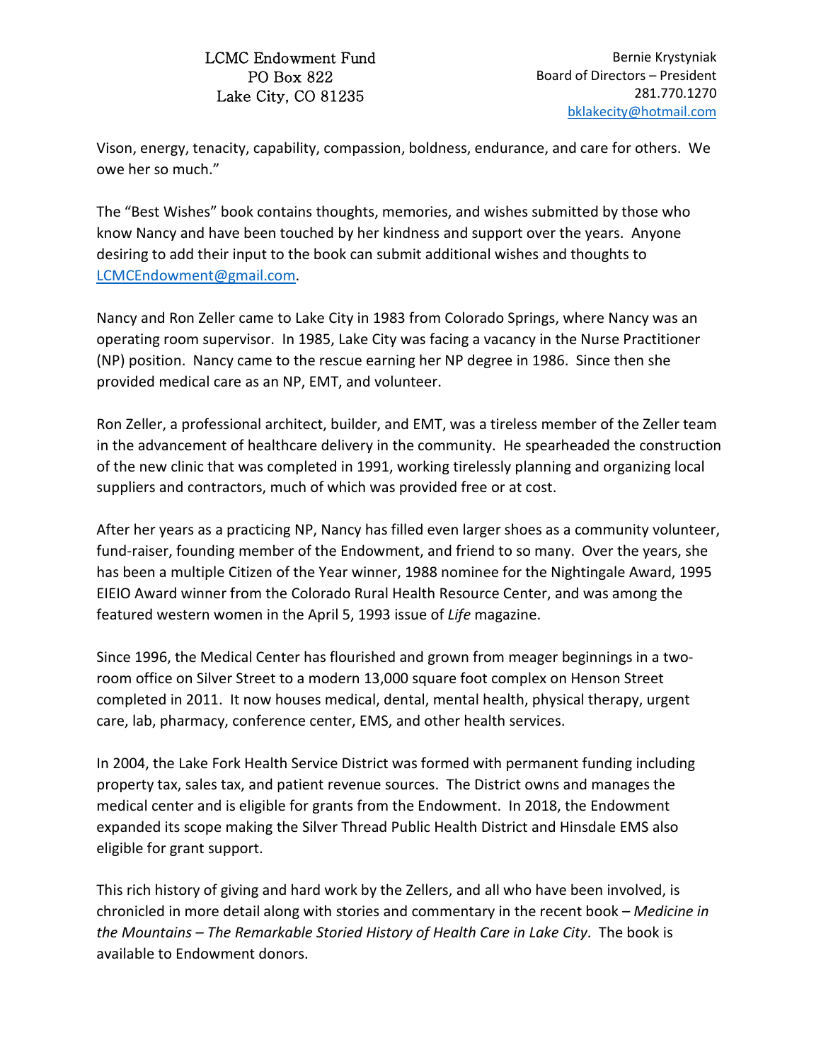Vison, energy, tenacity, capability, compassion, boldness, endurance, and care for others. We owe her so much."

The "Best Wishes" book contains thoughts, memories, and wishes submitted by those who know Nancy and have been touched by her kindness and support over the years. Anyone desiring to add their input to the book can submit additional wishes and thoughts to LCMCEndowment@gmail.com.

Nancy and Ron Zeller came to Lake City in 1983 from Colorado Springs, where Nancy was an operating room supervisor. In 1985, Lake City was facing a vacancy in the Nurse Practitioner (NP) position. Nancy came to the rescue earning her NP degree in 1986. Since then she provided medical care as an NP, EMT, and volunteer.

Ron Zeller, a professional architect, builder, and EMT, was a tireless member of the Zeller team in the advancement of healthcare delivery in the community. He spearheaded the construction of the new clinic that was completed in 1991, working tirelessly planning and organizing local suppliers and contractors, much of which was provided free or at cost.

After her years as a practicing NP, Nancy has filled even larger shoes as a community volunteer, fund-raiser, founding member of the Endowment, and friend to so many. Over the years, she has been a multiple Citizen of the Year winner, 1988 nominee for the Nightingale Award, 1995 EIEIO Award winner from the Colorado Rural Health Resource Center, and was among the featured western women in the April 5, 1993 issue of *Life* magazine.

Since 1996, the Medical Center has flourished and grown from meager beginnings in a two-room office on Silver Street to a modern 13,000 square foot complex on Henson Street completed in 2011. It now houses medical, dental, mental health, physical therapy, urgent care, lab, pharmacy, conference center, EMS, and other health services.

In 2004, the Lake Fork Health Service District was formed with permanent funding including property tax, sales tax, and patient revenue sources. The District owns and manages the medical center and is eligible for grants from the Endowment. In 2018, the Endowment expanded its scope making the Silver Thread Public Health District and Hinsdale EMS also eligible for grant support.

This rich history of giving and hard work by the Zellers, and all who have been involved, is chronicled in more detail along with stories and commentary in the recent book – *Medicine in the Mountains – The Remarkable Storied History of Health Care in Lake City*. The book is available to Endowment donors.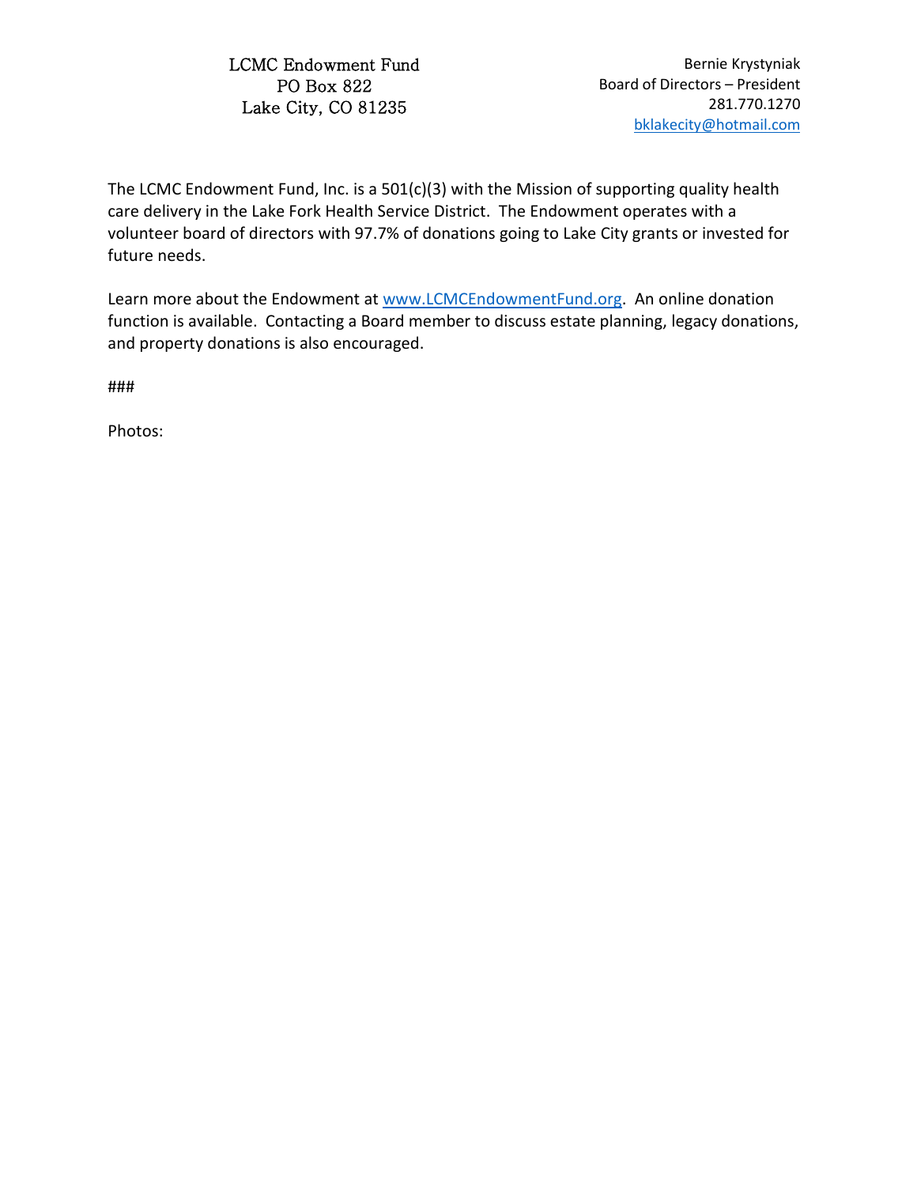LCMC Endowment Fund
PO Box 822
Lake City, CO 81235

Bernie Krystyniak
Board of Directors – President
281.770.1270
bklakecity@hotmail.com

The LCMC Endowment Fund, Inc. is a 501(c)(3) with the Mission of supporting quality health care delivery in the Lake Fork Health Service District. The Endowment operates with a volunteer board of directors with 97.7% of donations going to Lake City grants or invested for future needs.

Learn more about the Endowment at www.LCMCEndowmentFund.org. An online donation function is available. Contacting a Board member to discuss estate planning, legacy donations, and property donations is also encouraged.

###

Photos: